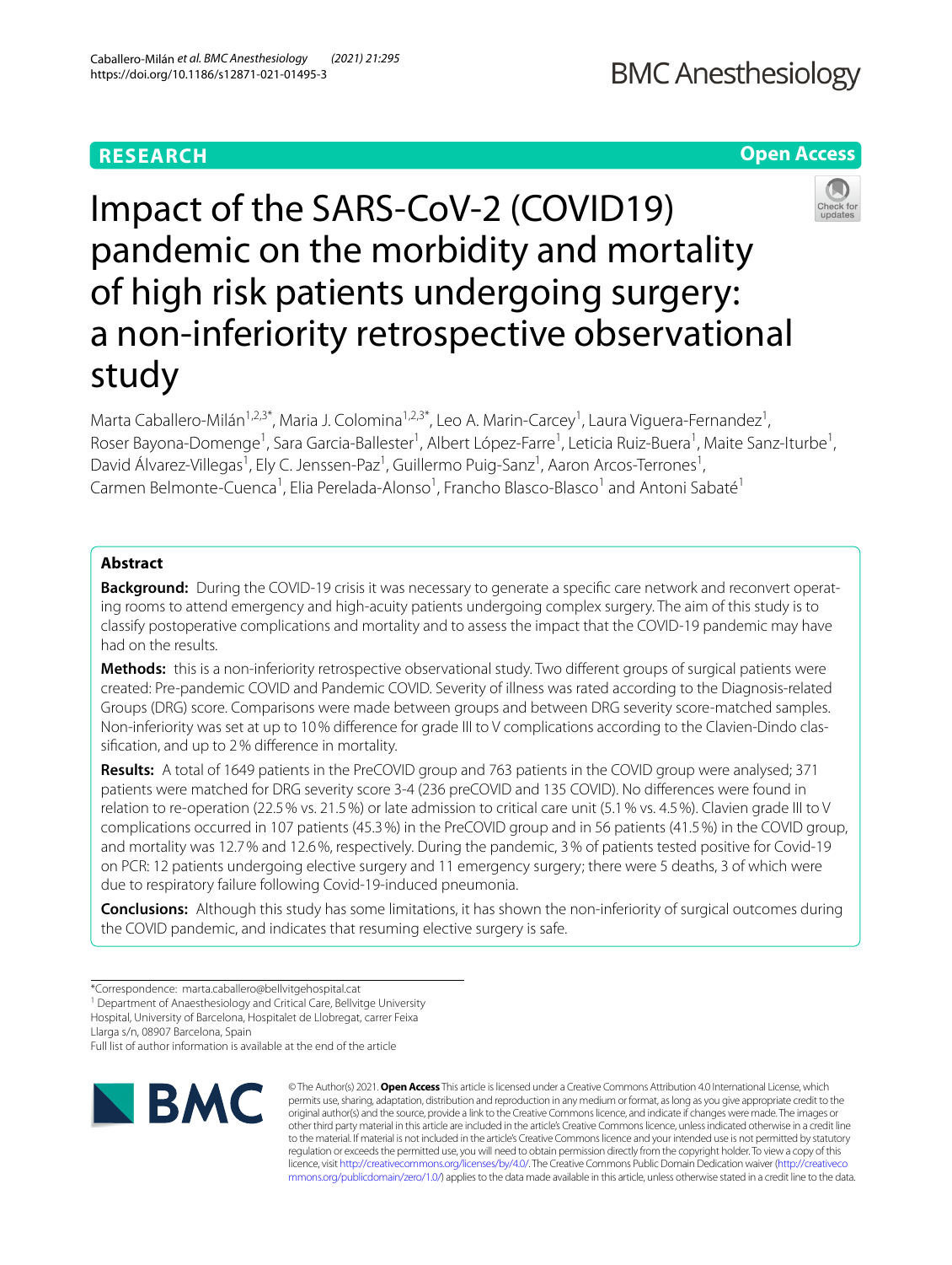RESEARCH

Open Access

# Impact of the SARS-CoV-2 (COVID19) pandemic on the morbidity and mortality of high risk patients undergoing surgery: a non-inferiority retrospective observational study

Marta Caballero-Milán[1,2,3*], Maria J. Colomina[1,2,3*], Leo A. Marin-Carcey[1], Laura Viguera-Fernandez[1], Roser Bayona-Domenge[1], Sara Garcia-Ballester[1], Albert López-Farre[1], Leticia Ruiz-Buera[1], Maite Sanz-Iturbe[1], David Álvarez-Villegas[1], Ely C. Jenssen-Paz[1], Guillermo Puig-Sanz[1], Aaron Arcos-Terrones[1], Carmen Belmonte-Cuenca[1], Elia Perelada-Alonso[1], Francho Blasco-Blasco[1] and Antoni Sabaté[1]

## Abstract

**Background:** During the COVID-19 crisis it was necessary to generate a specific care network and reconvert operating rooms to attend emergency and high-acuity patients undergoing complex surgery. The aim of this study is to classify postoperative complications and mortality and to assess the impact that the COVID-19 pandemic may have had on the results.

**Methods:** this is a non-inferiority retrospective observational study. Two different groups of surgical patients were created: Pre-pandemic COVID and Pandemic COVID. Severity of illness was rated according to the Diagnosis-related Groups (DRG) score. Comparisons were made between groups and between DRG severity score-matched samples. Non-inferiority was set at up to 10% difference for grade III to V complications according to the Clavien-Dindo classification, and up to 2% difference in mortality.

**Results:** A total of 1649 patients in the PreCOVID group and 763 patients in the COVID group were analysed; 371 patients were matched for DRG severity score 3-4 (236 preCOVID and 135 COVID). No differences were found in relation to re-operation (22.5% vs. 21.5%) or late admission to critical care unit (5.1% vs. 4.5%). Clavien grade III to V complications occurred in 107 patients (45.3%) in the PreCOVID group and in 56 patients (41.5%) in the COVID group, and mortality was 12.7% and 12.6%, respectively. During the pandemic, 3% of patients tested positive for Covid-19 on PCR: 12 patients undergoing elective surgery and 11 emergency surgery; there were 5 deaths, 3 of which were due to respiratory failure following Covid-19-induced pneumonia.

**Conclusions:** Although this study has some limitations, it has shown the non-inferiority of surgical outcomes during the COVID pandemic, and indicates that resuming elective surgery is safe.

*Correspondence: marta.caballero@bellvitgehospital.cat
[1] Department of Anaesthesiology and Critical Care, Bellvitge University Hospital, University of Barcelona, Hospitalet de Llobregat, carrer Feixa Llarga s/n, 08907 Barcelona, Spain
Full list of author information is available at the end of the article

© The Author(s) 2021. **Open Access** This article is licensed under a Creative Commons Attribution 4.0 International License, which permits use, sharing, adaptation, distribution and reproduction in any medium or format, as long as you give appropriate credit to the original author(s) and the source, provide a link to the Creative Commons licence, and indicate if changes were made. The images or other third party material in this article are included in the article's Creative Commons licence, unless indicated otherwise in a credit line to the material. If material is not included in the article's Creative Commons licence and your intended use is not permitted by statutory regulation or exceeds the permitted use, you will need to obtain permission directly from the copyright holder. To view a copy of this licence, visit http://creativecommons.org/licenses/by/4.0/. The Creative Commons Public Domain Dedication waiver (http://creativecommons.org/publicdomain/zero/1.0/) applies to the data made available in this article, unless otherwise stated in a credit line to the data.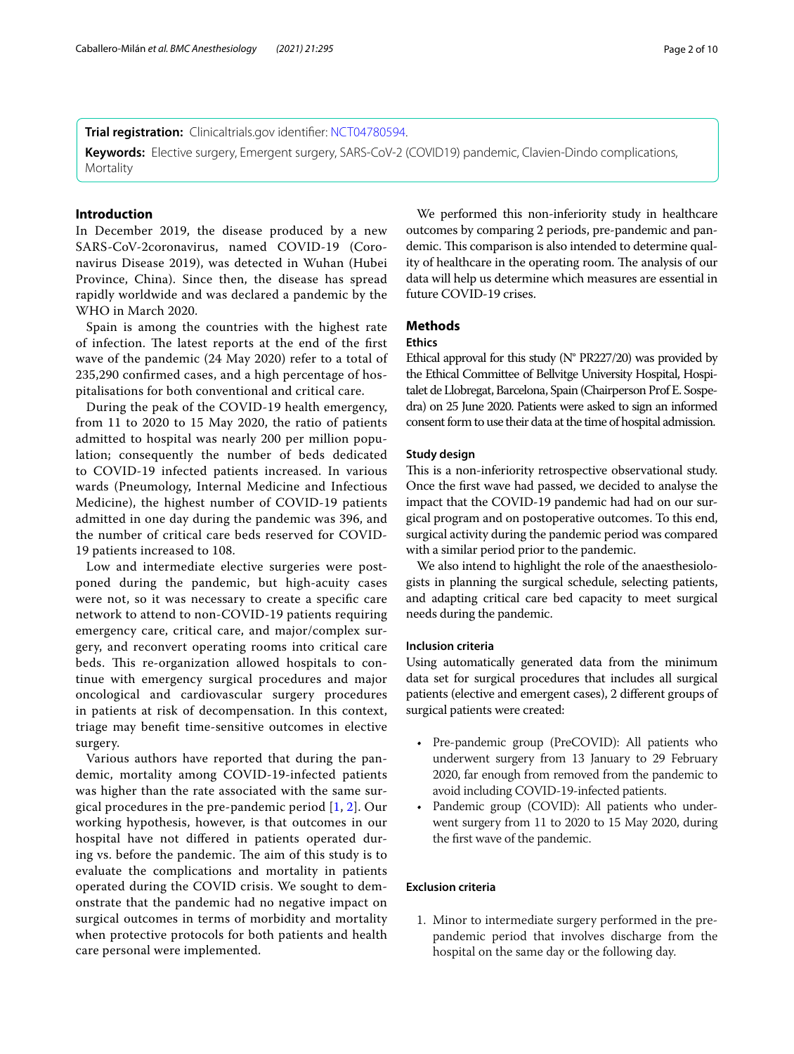**Trial registration:** Clinicaltrials.gov identifier: NCT04780594.

**Keywords:** Elective surgery, Emergent surgery, SARS-CoV-2 (COVID19) pandemic, Clavien-Dindo complications, Mortality

## Introduction

In December 2019, the disease produced by a new SARS-CoV-2coronavirus, named COVID-19 (Coronavirus Disease 2019), was detected in Wuhan (Hubei Province, China). Since then, the disease has spread rapidly worldwide and was declared a pandemic by the WHO in March 2020.

Spain is among the countries with the highest rate of infection. The latest reports at the end of the first wave of the pandemic (24 May 2020) refer to a total of 235,290 confirmed cases, and a high percentage of hospitalisations for both conventional and critical care.

During the peak of the COVID-19 health emergency, from 11 to 2020 to 15 May 2020, the ratio of patients admitted to hospital was nearly 200 per million population; consequently the number of beds dedicated to COVID-19 infected patients increased. In various wards (Pneumology, Internal Medicine and Infectious Medicine), the highest number of COVID-19 patients admitted in one day during the pandemic was 396, and the number of critical care beds reserved for COVID-19 patients increased to 108.

Low and intermediate elective surgeries were postponed during the pandemic, but high-acuity cases were not, so it was necessary to create a specific care network to attend to non-COVID-19 patients requiring emergency care, critical care, and major/complex surgery, and reconvert operating rooms into critical care beds. This re-organization allowed hospitals to continue with emergency surgical procedures and major oncological and cardiovascular surgery procedures in patients at risk of decompensation. In this context, triage may benefit time-sensitive outcomes in elective surgery.

Various authors have reported that during the pandemic, mortality among COVID-19-infected patients was higher than the rate associated with the same surgical procedures in the pre-pandemic period [1, 2]. Our working hypothesis, however, is that outcomes in our hospital have not differed in patients operated during vs. before the pandemic. The aim of this study is to evaluate the complications and mortality in patients operated during the COVID crisis. We sought to demonstrate that the pandemic had no negative impact on surgical outcomes in terms of morbidity and mortality when protective protocols for both patients and health care personal were implemented.

We performed this non-inferiority study in healthcare outcomes by comparing 2 periods, pre-pandemic and pandemic. This comparison is also intended to determine quality of healthcare in the operating room. The analysis of our data will help us determine which measures are essential in future COVID-19 crises.

## Methods

### Ethics

Ethical approval for this study (N° PR227/20) was provided by the Ethical Committee of Bellvitge University Hospital, Hospitalet de Llobregat, Barcelona, Spain (Chairperson Prof E. Sospedra) on 25 June 2020. Patients were asked to sign an informed consent form to use their data at the time of hospital admission.

### Study design

This is a non-inferiority retrospective observational study. Once the first wave had passed, we decided to analyse the impact that the COVID-19 pandemic had had on our surgical program and on postoperative outcomes. To this end, surgical activity during the pandemic period was compared with a similar period prior to the pandemic.

We also intend to highlight the role of the anaesthesiologists in planning the surgical schedule, selecting patients, and adapting critical care bed capacity to meet surgical needs during the pandemic.

### Inclusion criteria

Using automatically generated data from the minimum data set for surgical procedures that includes all surgical patients (elective and emergent cases), 2 different groups of surgical patients were created:

- Pre-pandemic group (PreCOVID): All patients who underwent surgery from 13 January to 29 February 2020, far enough from removed from the pandemic to avoid including COVID-19-infected patients.
- Pandemic group (COVID): All patients who underwent surgery from 11 to 2020 to 15 May 2020, during the first wave of the pandemic.

### Exclusion criteria

1. Minor to intermediate surgery performed in the pre-pandemic period that involves discharge from the hospital on the same day or the following day.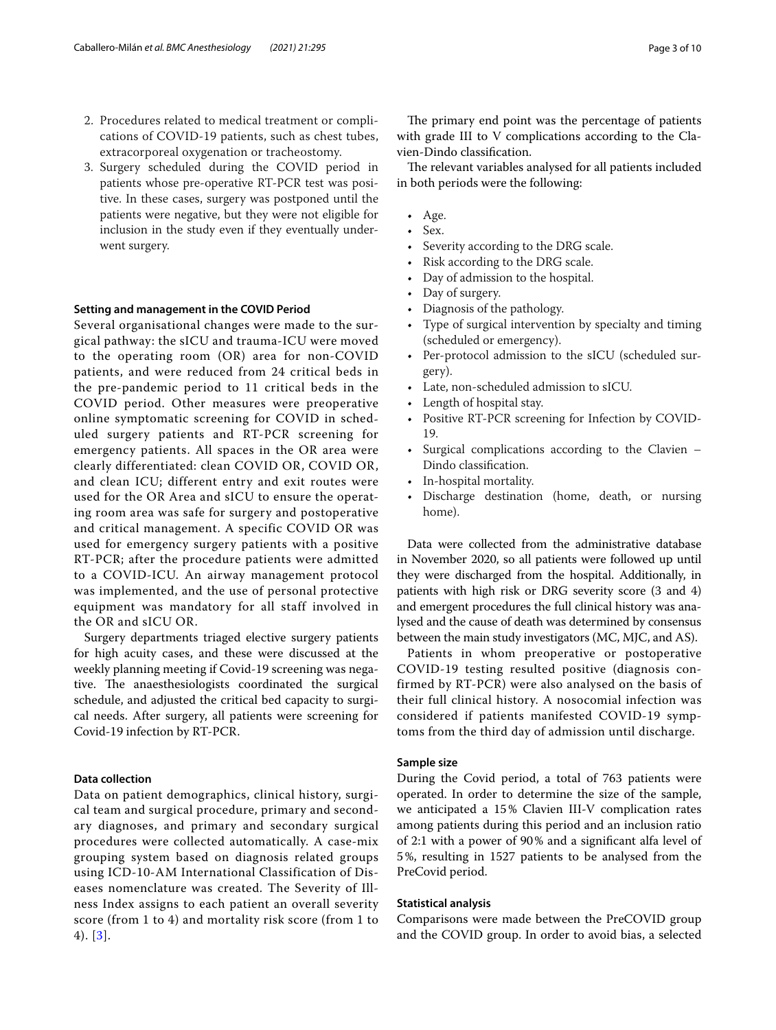2. Procedures related to medical treatment or complications of COVID-19 patients, such as chest tubes, extracorporeal oxygenation or tracheostomy.
3. Surgery scheduled during the COVID period in patients whose pre-operative RT-PCR test was positive. In these cases, surgery was postponed until the patients were negative, but they were not eligible for inclusion in the study even if they eventually underwent surgery.

#### Setting and management in the COVID Period

Several organisational changes were made to the surgical pathway: the sICU and trauma-ICU were moved to the operating room (OR) area for non-COVID patients, and were reduced from 24 critical beds in the pre-pandemic period to 11 critical beds in the COVID period. Other measures were preoperative online symptomatic screening for COVID in scheduled surgery patients and RT-PCR screening for emergency patients. All spaces in the OR area were clearly differentiated: clean COVID OR, COVID OR, and clean ICU; different entry and exit routes were used for the OR Area and sICU to ensure the operating room area was safe for surgery and postoperative and critical management. A specific COVID OR was used for emergency surgery patients with a positive RT-PCR; after the procedure patients were admitted to a COVID-ICU. An airway management protocol was implemented, and the use of personal protective equipment was mandatory for all staff involved in the OR and sICU OR.

Surgery departments triaged elective surgery patients for high acuity cases, and these were discussed at the weekly planning meeting if Covid-19 screening was negative. The anaesthesiologists coordinated the surgical schedule, and adjusted the critical bed capacity to surgical needs. After surgery, all patients were screening for Covid-19 infection by RT-PCR.

#### Data collection

Data on patient demographics, clinical history, surgical team and surgical procedure, primary and secondary diagnoses, and primary and secondary surgical procedures were collected automatically. A case-mix grouping system based on diagnosis related groups using ICD-10-AM International Classification of Diseases nomenclature was created. The Severity of Illness Index assigns to each patient an overall severity score (from 1 to 4) and mortality risk score (from 1 to 4). [3].

The primary end point was the percentage of patients with grade III to V complications according to the Clavien-Dindo classification.

The relevant variables analysed for all patients included in both periods were the following:

- Age.
- Sex.
- Severity according to the DRG scale.
- Risk according to the DRG scale.
- Day of admission to the hospital.
- Day of surgery.
- Diagnosis of the pathology.
- Type of surgical intervention by specialty and timing (scheduled or emergency).
- Per-protocol admission to the sICU (scheduled surgery).
- Late, non-scheduled admission to sICU.
- Length of hospital stay.
- Positive RT-PCR screening for Infection by COVID-19.
- Surgical complications according to the Clavien – Dindo classification.
- In-hospital mortality.
- Discharge destination (home, death, or nursing home).

Data were collected from the administrative database in November 2020, so all patients were followed up until they were discharged from the hospital. Additionally, in patients with high risk or DRG severity score (3 and 4) and emergent procedures the full clinical history was analysed and the cause of death was determined by consensus between the main study investigators (MC, MJC, and AS).

Patients in whom preoperative or postoperative COVID-19 testing resulted positive (diagnosis confirmed by RT-PCR) were also analysed on the basis of their full clinical history. A nosocomial infection was considered if patients manifested COVID-19 symptoms from the third day of admission until discharge.

#### Sample size

During the Covid period, a total of 763 patients were operated. In order to determine the size of the sample, we anticipated a 15% Clavien III-V complication rates among patients during this period and an inclusion ratio of 2:1 with a power of 90% and a significant alfa level of 5%, resulting in 1527 patients to be analysed from the PreCovid period.

#### Statistical analysis

Comparisons were made between the PreCOVID group and the COVID group. In order to avoid bias, a selected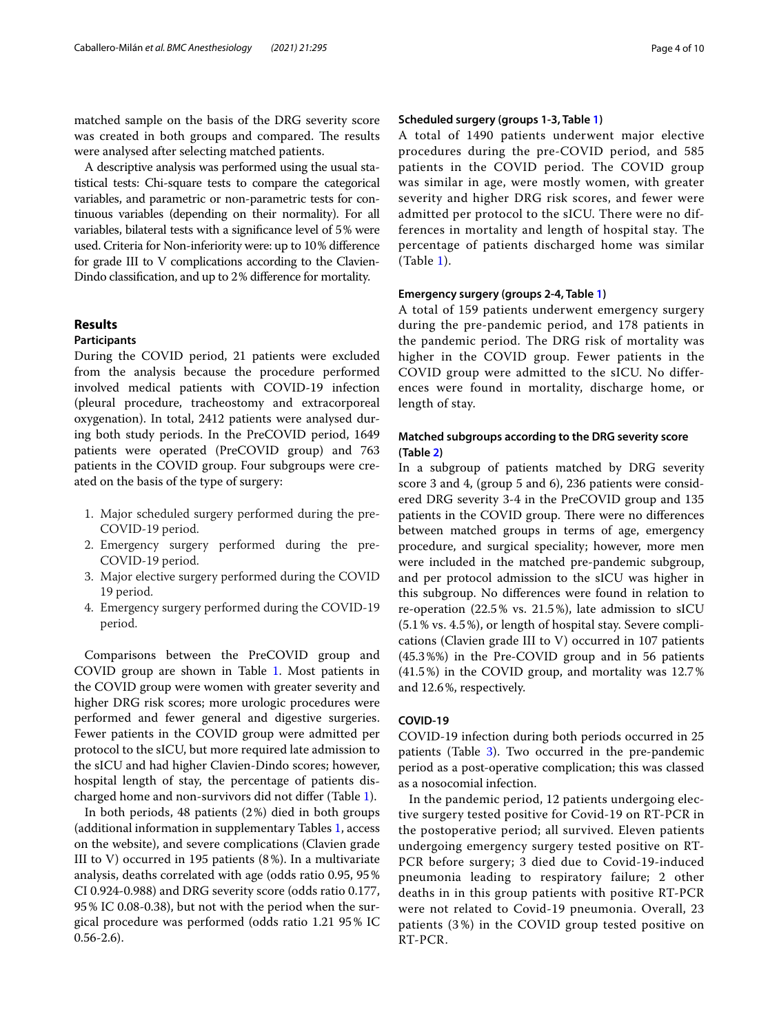matched sample on the basis of the DRG severity score was created in both groups and compared. The results were analysed after selecting matched patients.

A descriptive analysis was performed using the usual statistical tests: Chi-square tests to compare the categorical variables, and parametric or non-parametric tests for continuous variables (depending on their normality). For all variables, bilateral tests with a significance level of 5% were used. Criteria for Non-inferiority were: up to 10% difference for grade III to V complications according to the Clavien-Dindo classification, and up to 2% difference for mortality.

## Results

### Participants

During the COVID period, 21 patients were excluded from the analysis because the procedure performed involved medical patients with COVID-19 infection (pleural procedure, tracheostomy and extracorporeal oxygenation). In total, 2412 patients were analysed during both study periods. In the PreCOVID period, 1649 patients were operated (PreCOVID group) and 763 patients in the COVID group. Four subgroups were created on the basis of the type of surgery:

1. Major scheduled surgery performed during the pre-COVID-19 period.
2. Emergency surgery performed during the pre-COVID-19 period.
3. Major elective surgery performed during the COVID 19 period.
4. Emergency surgery performed during the COVID-19 period.

Comparisons between the PreCOVID group and COVID group are shown in Table 1. Most patients in the COVID group were women with greater severity and higher DRG risk scores; more urologic procedures were performed and fewer general and digestive surgeries. Fewer patients in the COVID group were admitted per protocol to the sICU, but more required late admission to the sICU and had higher Clavien-Dindo scores; however, hospital length of stay, the percentage of patients discharged home and non-survivors did not differ (Table 1).

In both periods, 48 patients (2%) died in both groups (additional information in supplementary Tables 1, access on the website), and severe complications (Clavien grade III to V) occurred in 195 patients (8%). In a multivariate analysis, deaths correlated with age (odds ratio 0.95, 95% CI 0.924-0.988) and DRG severity score (odds ratio 0.177, 95% IC 0.08-0.38), but not with the period when the surgical procedure was performed (odds ratio 1.21 95% IC 0.56-2.6).

### Scheduled surgery (groups 1-3, Table 1)

A total of 1490 patients underwent major elective procedures during the pre-COVID period, and 585 patients in the COVID period. The COVID group was similar in age, were mostly women, with greater severity and higher DRG risk scores, and fewer were admitted per protocol to the sICU. There were no differences in mortality and length of hospital stay. The percentage of patients discharged home was similar (Table 1).

### Emergency surgery (groups 2-4, Table 1)

A total of 159 patients underwent emergency surgery during the pre-pandemic period, and 178 patients in the pandemic period. The DRG risk of mortality was higher in the COVID group. Fewer patients in the COVID group were admitted to the sICU. No differences were found in mortality, discharge home, or length of stay.

### Matched subgroups according to the DRG severity score (Table 2)

In a subgroup of patients matched by DRG severity score 3 and 4, (group 5 and 6), 236 patients were considered DRG severity 3-4 in the PreCOVID group and 135 patients in the COVID group. There were no differences between matched groups in terms of age, emergency procedure, and surgical speciality; however, more men were included in the matched pre-pandemic subgroup, and per protocol admission to the sICU was higher in this subgroup. No differences were found in relation to re-operation (22.5% vs. 21.5%), late admission to sICU (5.1% vs. 4.5%), or length of hospital stay. Severe complications (Clavien grade III to V) occurred in 107 patients (45.3%%) in the Pre-COVID group and in 56 patients (41.5%) in the COVID group, and mortality was 12.7% and 12.6%, respectively.

### COVID-19

COVID-19 infection during both periods occurred in 25 patients (Table 3). Two occurred in the pre-pandemic period as a post-operative complication; this was classed as a nosocomial infection.

In the pandemic period, 12 patients undergoing elective surgery tested positive for Covid-19 on RT-PCR in the postoperative period; all survived. Eleven patients undergoing emergency surgery tested positive on RT-PCR before surgery; 3 died due to Covid-19-induced pneumonia leading to respiratory failure; 2 other deaths in in this group patients with positive RT-PCR were not related to Covid-19 pneumonia. Overall, 23 patients (3%) in the COVID group tested positive on RT-PCR.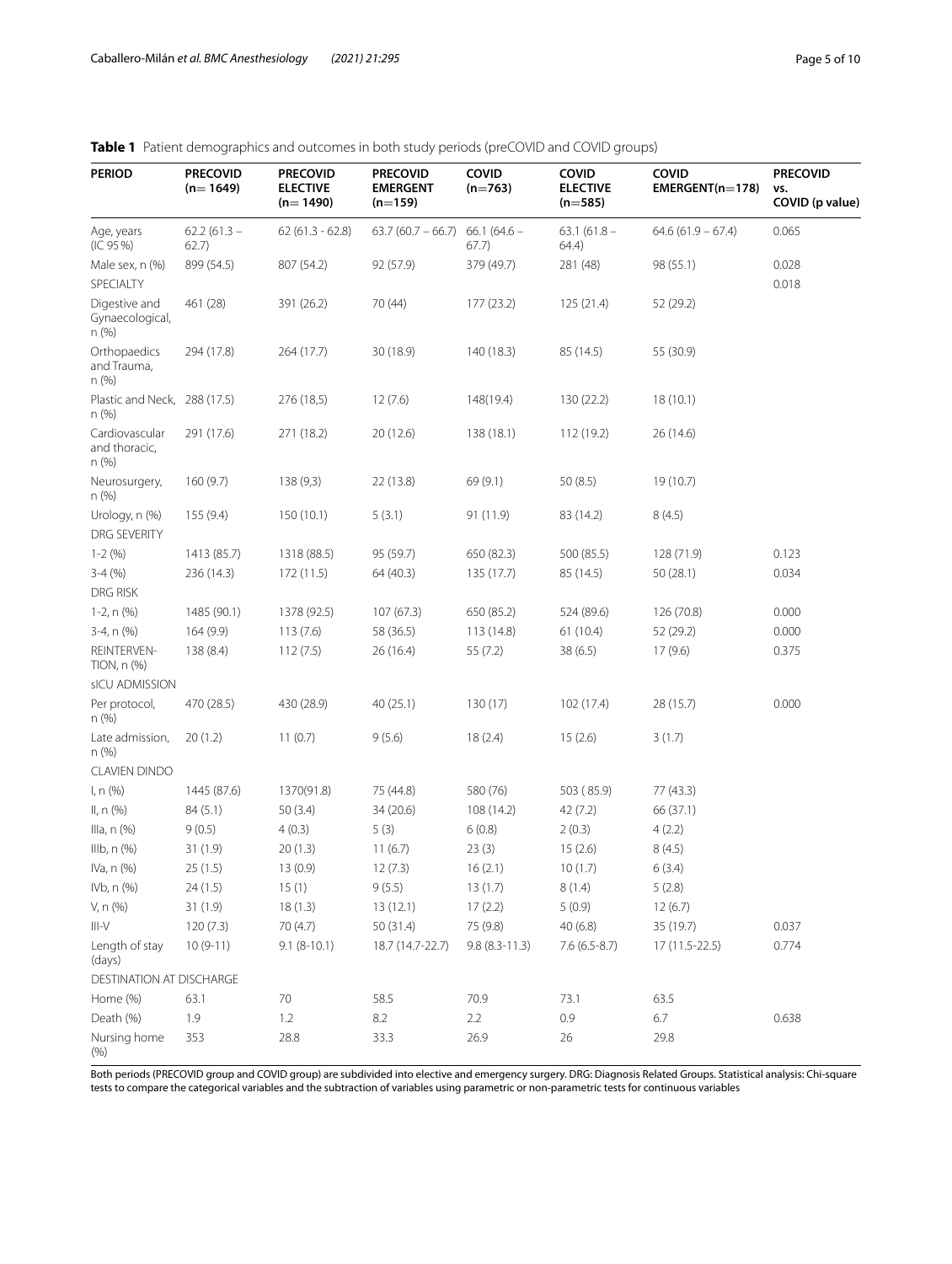**Table 1** Patient demographics and outcomes in both study periods (preCOVID and COVID groups)

| PERIOD | PRECOVID (n= 1649) | PRECOVID ELECTIVE (n= 1490) | PRECOVID EMERGENT (n=159) | COVID (n=763) | COVID ELECTIVE (n=585) | COVID EMERGENT(n=178) | PRECOVID vs. COVID (p value) |
|---|---|---|---|---|---|---|---|
| Age, years (IC 95%) | 62.2 (61.3 – 62.7) | 62 (61.3 - 62.8) | 63.7 (60.7 – 66.7) | 66.1 (64.6 – 67.7) | 63.1 (61.8 – 64.4) | 64.6 (61.9 – 67.4) | 0.065 |
| Male sex, n (%) | 899 (54.5) | 807 (54.2) | 92 (57.9) | 379 (49.7) | 281 (48) | 98 (55.1) | 0.028 |
| SPECIALTY | | | | | | | 0.018 |
| Digestive and Gynaecological, n (%) | 461 (28) | 391 (26.2) | 70 (44) | 177 (23.2) | 125 (21.4) | 52 (29.2) | |
| Orthopaedics and Trauma, n (%) | 294 (17.8) | 264 (17.7) | 30 (18.9) | 140 (18.3) | 85 (14.5) | 55 (30.9) | |
| Plastic and Neck, n (%) | 288 (17.5) | 276 (18,5) | 12 (7.6) | 148(19.4) | 130 (22.2) | 18 (10.1) | |
| Cardiovascular and thoracic, n (%) | 291 (17.6) | 271 (18.2) | 20 (12.6) | 138 (18.1) | 112 (19.2) | 26 (14.6) | |
| Neurosurgery, n (%) | 160 (9.7) | 138 (9,3) | 22 (13.8) | 69 (9.1) | 50 (8.5) | 19 (10.7) | |
| Urology, n (%) | 155 (9.4) | 150 (10.1) | 5 (3.1) | 91 (11.9) | 83 (14.2) | 8 (4.5) | |
| DRG SEVERITY | | | | | | | |
| 1-2 (%) | 1413 (85.7) | 1318 (88.5) | 95 (59.7) | 650 (82.3) | 500 (85.5) | 128 (71.9) | 0.123 |
| 3-4 (%) | 236 (14.3) | 172 (11.5) | 64 (40.3) | 135 (17.7) | 85 (14.5) | 50 (28.1) | 0.034 |
| DRG RISK | | | | | | | |
| 1-2, n (%) | 1485 (90.1) | 1378 (92.5) | 107 (67.3) | 650 (85.2) | 524 (89.6) | 126 (70.8) | 0.000 |
| 3-4, n (%) | 164 (9.9) | 113 (7.6) | 58 (36.5) | 113 (14.8) | 61 (10.4) | 52 (29.2) | 0.000 |
| REINTERVENTION, n (%) | 138 (8.4) | 112 (7.5) | 26 (16.4) | 55 (7.2) | 38 (6.5) | 17 (9.6) | 0.375 |
| sICU ADMISSION | | | | | | | |
| Per protocol, n (%) | 470 (28.5) | 430 (28.9) | 40 (25.1) | 130 (17) | 102 (17.4) | 28 (15.7) | 0.000 |
| Late admission, n (%) | 20 (1.2) | 11 (0.7) | 9 (5.6) | 18 (2.4) | 15 (2.6) | 3 (1.7) | |
| CLAVIEN DINDO | | | | | | | |
| I, n (%) | 1445 (87.6) | 1370(91.8) | 75 (44.8) | 580 (76) | 503 ( 85.9) | 77 (43.3) | |
| II, n (%) | 84 (5.1) | 50 (3.4) | 34 (20.6) | 108 (14.2) | 42 (7.2) | 66 (37.1) | |
| IIIa, n (%) | 9 (0.5) | 4 (0.3) | 5 (3) | 6 (0.8) | 2 (0.3) | 4 (2.2) | |
| IIIb, n (%) | 31 (1.9) | 20 (1.3) | 11 (6.7) | 23 (3) | 15 (2.6) | 8 (4.5) | |
| IVa, n (%) | 25 (1.5) | 13 (0.9) | 12 (7.3) | 16 (2.1) | 10 (1.7) | 6 (3.4) | |
| IVb, n (%) | 24 (1.5) | 15 (1) | 9 (5.5) | 13 (1.7) | 8 (1.4) | 5 (2.8) | |
| V, n (%) | 31 (1.9) | 18 (1.3) | 13 (12.1) | 17 (2.2) | 5 (0.9) | 12 (6.7) | |
| III-V | 120 (7.3) | 70 (4.7) | 50 (31.4) | 75 (9.8) | 40 (6.8) | 35 (19.7) | 0.037 |
| Length of stay (days) | 10 (9-11) | 9.1 (8-10.1) | 18.7 (14.7-22.7) | 9.8 (8.3-11.3) | 7.6 (6.5-8.7) | 17 (11.5-22.5) | 0.774 |
| DESTINATION AT DISCHARGE | | | | | | | |
| Home (%) | 63.1 | 70 | 58.5 | 70.9 | 73.1 | 63.5 | |
| Death (%) | 1.9 | 1.2 | 8.2 | 2.2 | 0.9 | 6.7 | 0.638 |
| Nursing home (%) | 353 | 28.8 | 33.3 | 26.9 | 26 | 29.8 | |

Both periods (PRECOVID group and COVID group) are subdivided into elective and emergency surgery. DRG: Diagnosis Related Groups. Statistical analysis: Chi-square tests to compare the categorical variables and the subtraction of variables using parametric or non-parametric tests for continuous variables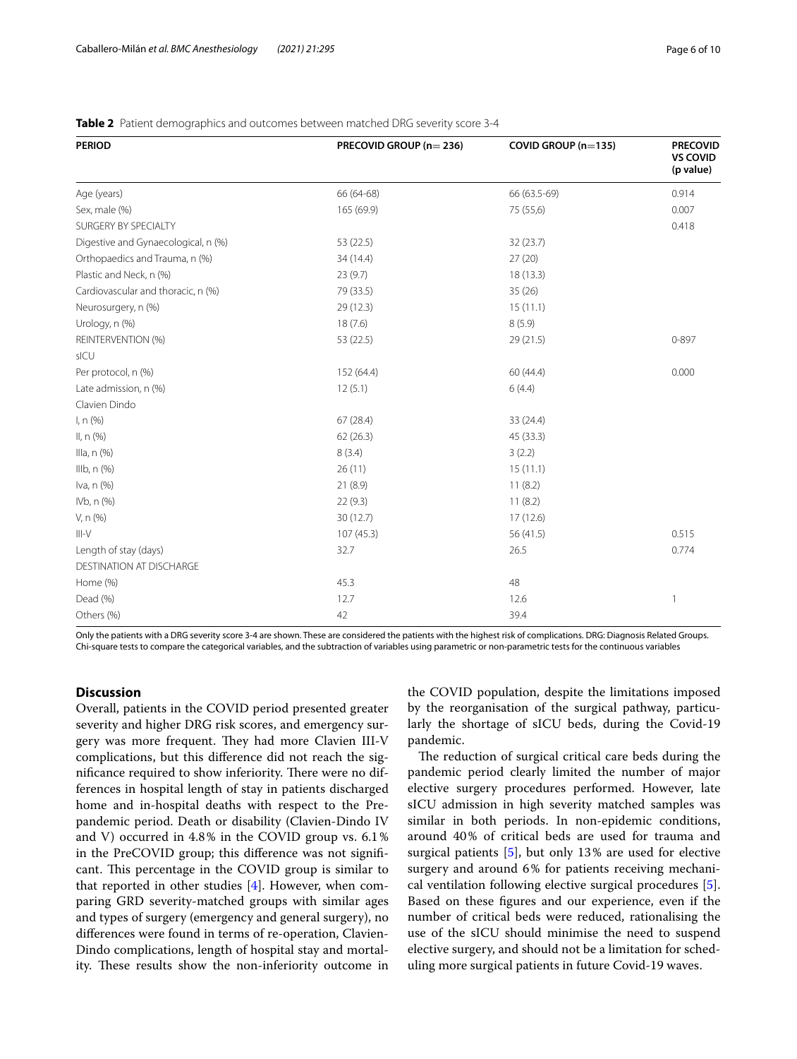**Table 2** Patient demographics and outcomes between matched DRG severity score 3-4

| PERIOD | PRECOVID GROUP (n= 236) | COVID GROUP (n=135) | PRECOVID VS COVID (p value) |
|---|---|---|---|
| Age (years) | 66 (64-68) | 66 (63.5-69) | 0.914 |
| Sex, male (%) | 165 (69.9) | 75 (55,6) | 0.007 |
| SURGERY BY SPECIALTY | | | 0.418 |
| Digestive and Gynaecological, n (%) | 53 (22.5) | 32 (23.7) | |
| Orthopaedics and Trauma, n (%) | 34 (14.4) | 27 (20) | |
| Plastic and Neck, n (%) | 23 (9.7) | 18 (13.3) | |
| Cardiovascular and thoracic, n (%) | 79 (33.5) | 35 (26) | |
| Neurosurgery, n (%) | 29 (12.3) | 15 (11.1) | |
| Urology, n (%) | 18 (7.6) | 8 (5.9) | |
| REINTERVENTION (%) | 53 (22.5) | 29 (21.5) | 0-897 |
| sICU | | | |
| Per protocol, n (%) | 152 (64.4) | 60 (44.4) | 0.000 |
| Late admission, n (%) | 12 (5.1) | 6 (4.4) | |
| Clavien Dindo | | | |
| I, n (%) | 67 (28.4) | 33 (24.4) | |
| II, n (%) | 62 (26.3) | 45 (33.3) | |
| IIIa, n (%) | 8 (3.4) | 3 (2.2) | |
| IIIb, n (%) | 26 (11) | 15 (11.1) | |
| Iva, n (%) | 21 (8.9) | 11 (8.2) | |
| IVb, n (%) | 22 (9.3) | 11 (8.2) | |
| V, n (%) | 30 (12.7) | 17 (12.6) | |
| III-V | 107 (45.3) | 56 (41.5) | 0.515 |
| Length of stay (days) | 32.7 | 26.5 | 0.774 |
| DESTINATION AT DISCHARGE | | | |
| Home (%) | 45.3 | 48 | |
| Dead (%) | 12.7 | 12.6 | 1 |
| Others (%) | 42 | 39.4 | |

Only the patients with a DRG severity score 3-4 are shown. These are considered the patients with the highest risk of complications. DRG: Diagnosis Related Groups. Chi-square tests to compare the categorical variables, and the subtraction of variables using parametric or non-parametric tests for the continuous variables

## Discussion

Overall, patients in the COVID period presented greater severity and higher DRG risk scores, and emergency surgery was more frequent. They had more Clavien III-V complications, but this difference did not reach the significance required to show inferiority. There were no differences in hospital length of stay in patients discharged home and in-hospital deaths with respect to the Prepandemic period. Death or disability (Clavien-Dindo IV and V) occurred in 4.8% in the COVID group vs. 6.1% in the PreCOVID group; this difference was not significant. This percentage in the COVID group is similar to that reported in other studies [4]. However, when comparing GRD severity-matched groups with similar ages and types of surgery (emergency and general surgery), no differences were found in terms of re-operation, Clavien-Dindo complications, length of hospital stay and mortality. These results show the non-inferiority outcome in the COVID population, despite the limitations imposed by the reorganisation of the surgical pathway, particularly the shortage of sICU beds, during the Covid-19 pandemic.

The reduction of surgical critical care beds during the pandemic period clearly limited the number of major elective surgery procedures performed. However, late sICU admission in high severity matched samples was similar in both periods. In non-epidemic conditions, around 40% of critical beds are used for trauma and surgical patients [5], but only 13% are used for elective surgery and around 6% for patients receiving mechanical ventilation following elective surgical procedures [5]. Based on these figures and our experience, even if the number of critical beds were reduced, rationalising the use of the sICU should minimise the need to suspend elective surgery, and should not be a limitation for scheduling more surgical patients in future Covid-19 waves.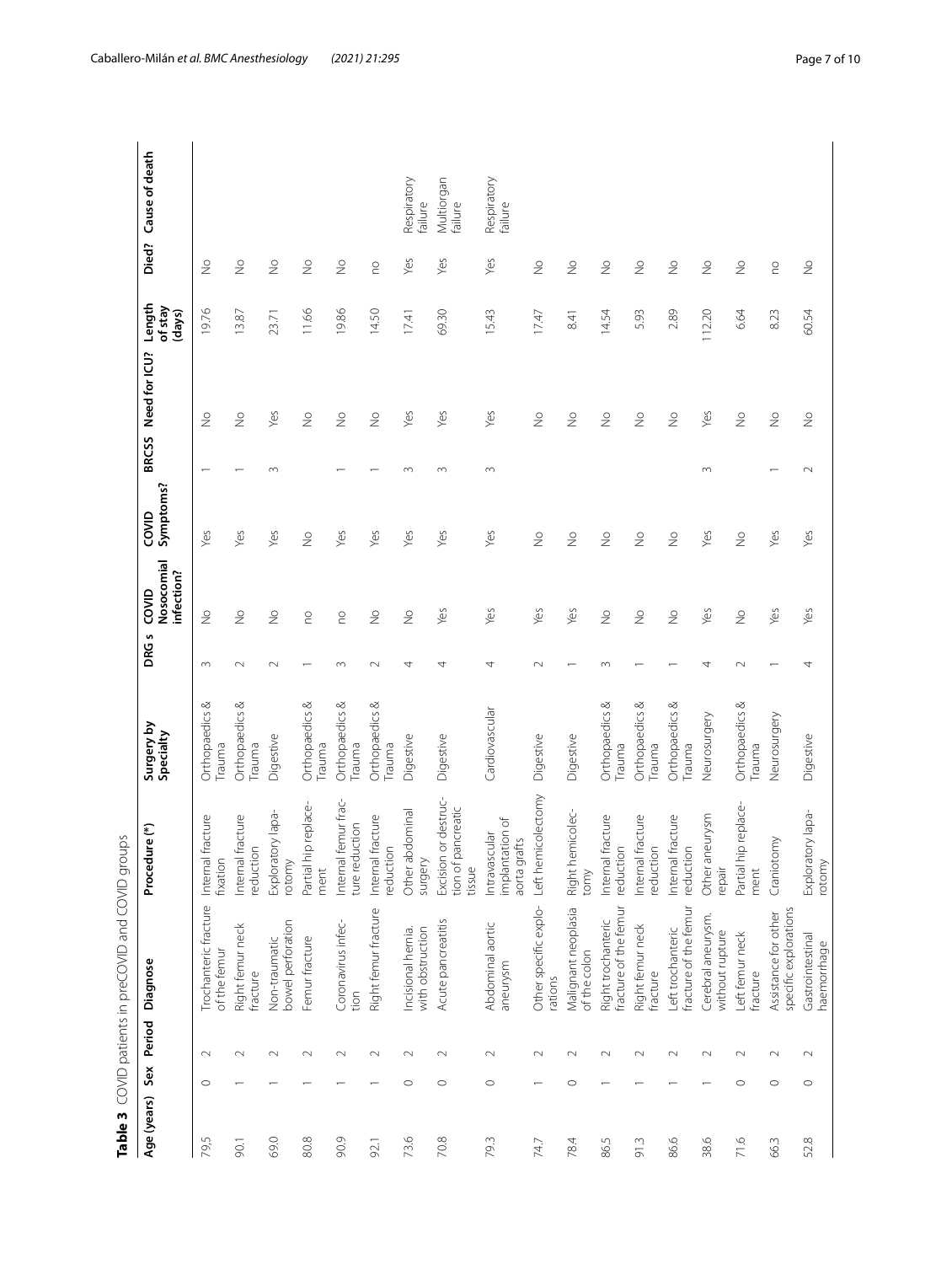**Table 3** COVID patients in preCOVID and COVID groups

| Age (years) | Sex | Period | Diagnose | Procedure (*) | Surgery by Specialty | DRG s | COVID Nosocomial infection? | COVID Symptoms? | BRCSS | Need for ICU? | Length of stay (days) | Died? | Cause of death |
|---|---|---|---|---|---|---|---|---|---|---|---|---|---|
| 79,5 | 0 | 2 | Trochanteric fracture of the femur | Internal fracture fixation | Orthopaedics & Trauma | 3 | No | Yes | 1 | No | 19.76 | No | |
| 90.1 | 1 | 2 | Right femur neck fracture | Internal fracture reduction | Orthopaedics & Trauma | 2 | No | Yes | 1 | No | 13.87 | No | |
| 69.0 | 1 | 2 | Non-traumatic bowel perforation | Exploratory laparotomy | Digestive | 2 | No | Yes | 3 | Yes | 23.71 | No | |
| 80.8 | 1 | 2 | Femur fracture | Partial hip replacement | Orthopaedics & Trauma | 1 | no | No | | No | 11.66 | No | |
| 90.9 | 1 | 2 | Coronavirus infection | Internal femur fracture reduction | Orthopaedics & Trauma | 3 | no | Yes | 1 | No | 19.86 | No | |
| 92.1 | 1 | 2 | Right femur fracture | Internal fracture reduction | Orthopaedics & Trauma | 2 | No | Yes | 1 | No | 14,50 | no | |
| 73.6 | 0 | 2 | Incisional hernia. with obstruction | Other abdominal surgery | Digestive | 4 | No | Yes | 3 | Yes | 17.41 | Yes | Respiratory failure |
| 70.8 | 0 | 2 | Acute pancreatitis | Excision or destruction of pancreatic tissue | Digestive | 4 | Yes | Yes | 3 | Yes | 69.30 | Yes | Multiorgan failure |
| 79.3 | 0 | 2 | Abdominal aortic aneurysm | Intravascular implantation of aorta grafts | Cardiovascular | 4 | Yes | Yes | 3 | Yes | 15.43 | Yes | Respiratory failure |
| 74.7 | 1 | 2 | Other specific explorations | Left hemicolectomy | Digestive | 2 | Yes | No | | No | 17.47 | No | |
| 78.4 | 0 | 2 | Malignant neoplasia of the colon | Right hemicolectomy | Digestive | 1 | Yes | No | | No | 8.41 | No | |
| 86.5 | 1 | 2 | Right trochanteric fracture of the femur | Internal fracture reduction | Orthopaedics & Trauma | 3 | No | No | | No | 14.54 | No | |
| 91.3 | 1 | 2 | Right femur neck fracture | Internal fracture reduction | Orthopaedics & Trauma | 1 | No | No | | No | 5.93 | No | |
| 86.6 | 1 | 2 | Left trochanteric fracture of the femur | Internal fracture reduction | Orthopaedics & Trauma | 1 | No | No | | No | 2.89 | No | |
| 38.6 | 1 | 2 | Cerebral aneurysm. without rupture | Other aneurysm repair | Neurosurgery | 4 | Yes | Yes | 3 | Yes | 112.20 | No | |
| 71.6 | 0 | 2 | Left femur neck fracture | Partial hip replacement | Orthopaedics & Trauma | 2 | No | No | | No | 6.64 | No | |
| 66.3 | 0 | 2 | Assistance for other specific explorations | Craniotomy | Neurosurgery | 1 | Yes | Yes | 1 | No | 8.23 | no | |
| 52.8 | 0 | 2 | Gastrointestinal haemorrhage | Exploratory laparotomy | Digestive | 4 | Yes | Yes | 2 | No | 60.54 | No | |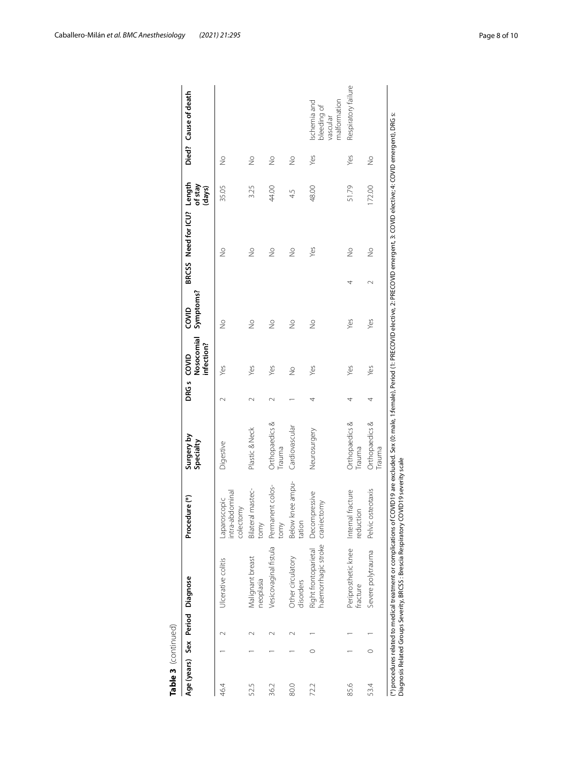**Table 3** (continued)

| Age (years) | Sex | Period | Diagnose | Procedure (*) | Surgery by Specialty | DRG s | COVID Nosocomial infection? | COVID Symptoms? | BRCSS | Need for ICU? | Length of stay (days) | Died? | Cause of death |
|---|---|---|---|---|---|---|---|---|---|---|---|---|---|
| 46.4 | 1 | 2 | Ulcerative colitis | Laparoscopic intra-abdominal colectomy | Digestive | 2 | Yes | No | | No | 35.05 | No | |
| 52.5 | 1 | 2 | Malignant breast neoplasia | Bilateral mastectomy | Plastic & Neck | 2 | Yes | No | | No | 3.25 | No | |
| 36.2 | 1 | 2 | Vesicovaginal fistula | Permanent colostomy | Orthopaedics & Trauma | 2 | Yes | No | | No | 44.00 | No | |
| 80.0 | 1 | 2 | Other circulatory disorders | Below knee amputation | Cardiovascular | 1 | No | No | | No | 4.5 | No | |
| 72.2 | 0 | 1 | Right frontoparietal haemorrhagic stroke | Decompressive craniectomy | Neurosurgery | 4 | Yes | No | | Yes | 48.00 | Yes | Ischemia and bleeding of vascular malformation |
| 85.6 | 1 | 1 | Periprosthetic knee fracture | Internal fracture reduction | Orthopaedics & Trauma | 4 | Yes | Yes | 4 | No | 51.79 | Yes | Respiratory failure |
| 53.4 | 0 | 1 | Severe polytrauma | Pelvic osteotaxis | Orthopaedics & Trauma | 4 | Yes | Yes | 2 | No | 172.00 | No | |

(*) procedures related to medical treatment or complications of COVID19 are excluded. Sex (0: male, 1:female), Period (1: PRECOVID elective, 2: PRECOVID emergent, 3: COVID elective; 4: COVID emergent), DRG s: Diagnosis Related Groups Severity, BRCSS: Brescia Respiratory COVID19 severity scale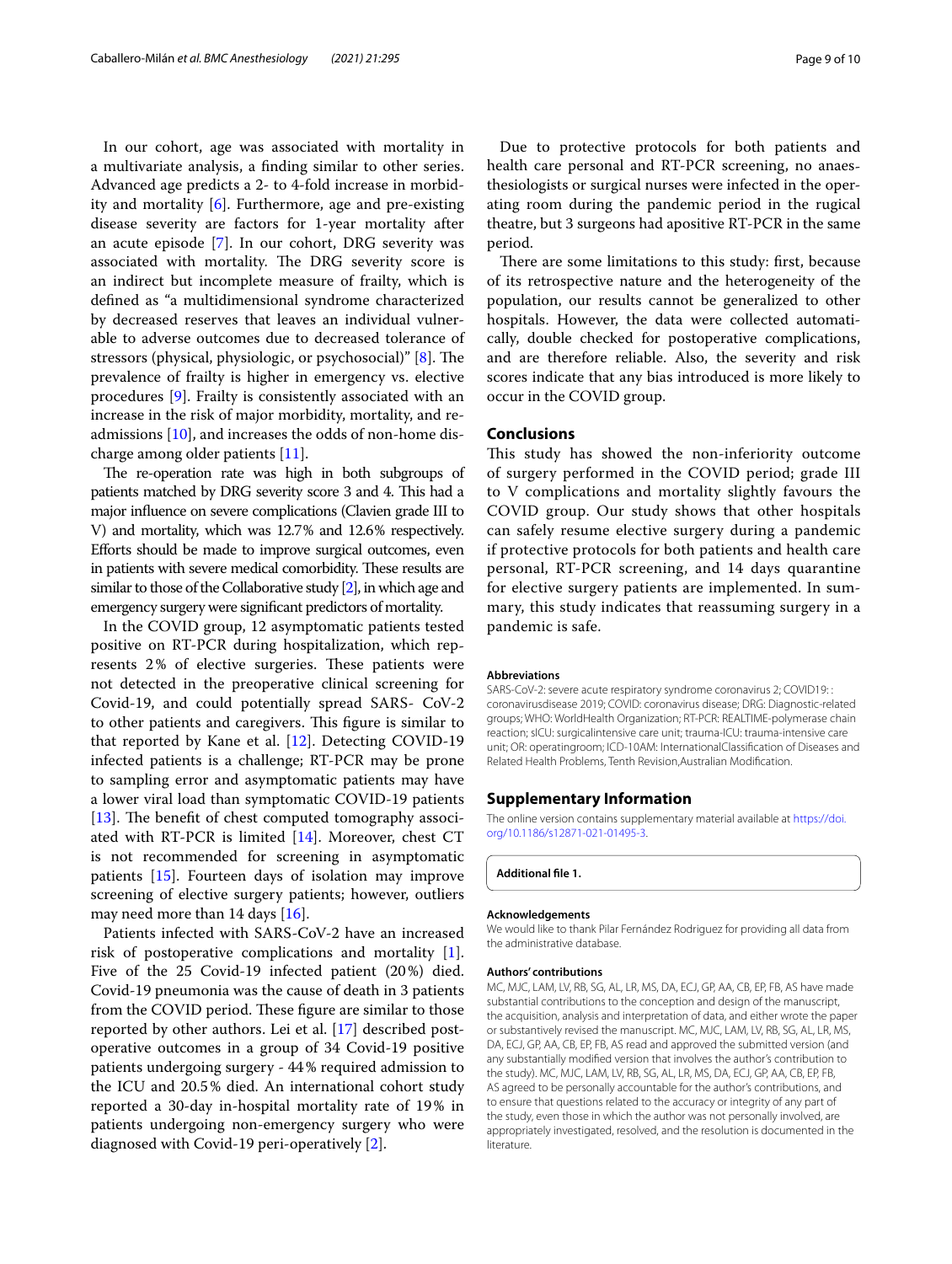In our cohort, age was associated with mortality in a multivariate analysis, a finding similar to other series. Advanced age predicts a 2- to 4-fold increase in morbidity and mortality [6]. Furthermore, age and pre-existing disease severity are factors for 1-year mortality after an acute episode [7]. In our cohort, DRG severity was associated with mortality. The DRG severity score is an indirect but incomplete measure of frailty, which is defined as "a multidimensional syndrome characterized by decreased reserves that leaves an individual vulnerable to adverse outcomes due to decreased tolerance of stressors (physical, physiologic, or psychosocial)" [8]. The prevalence of frailty is higher in emergency vs. elective procedures [9]. Frailty is consistently associated with an increase in the risk of major morbidity, mortality, and readmissions [10], and increases the odds of non-home discharge among older patients [11].

The re-operation rate was high in both subgroups of patients matched by DRG severity score 3 and 4. This had a major influence on severe complications (Clavien grade III to V) and mortality, which was 12.7% and 12.6% respectively. Efforts should be made to improve surgical outcomes, even in patients with severe medical comorbidity. These results are similar to those of the Collaborative study [2], in which age and emergency surgery were significant predictors of mortality.

In the COVID group, 12 asymptomatic patients tested positive on RT-PCR during hospitalization, which represents 2% of elective surgeries. These patients were not detected in the preoperative clinical screening for Covid-19, and could potentially spread SARS- CoV-2 to other patients and caregivers. This figure is similar to that reported by Kane et al. [12]. Detecting COVID-19 infected patients is a challenge; RT-PCR may be prone to sampling error and asymptomatic patients may have a lower viral load than symptomatic COVID-19 patients [13]. The benefit of chest computed tomography associated with RT-PCR is limited [14]. Moreover, chest CT is not recommended for screening in asymptomatic patients [15]. Fourteen days of isolation may improve screening of elective surgery patients; however, outliers may need more than 14 days [16].

Patients infected with SARS-CoV-2 have an increased risk of postoperative complications and mortality [1]. Five of the 25 Covid-19 infected patient (20%) died. Covid-19 pneumonia was the cause of death in 3 patients from the COVID period. These figure are similar to those reported by other authors. Lei et al. [17] described postoperative outcomes in a group of 34 Covid-19 positive patients undergoing surgery - 44% required admission to the ICU and 20.5% died. An international cohort study reported a 30-day in-hospital mortality rate of 19% in patients undergoing non-emergency surgery who were diagnosed with Covid-19 peri-operatively [2].

Due to protective protocols for both patients and health care personal and RT-PCR screening, no anaesthesiologists or surgical nurses were infected in the operating room during the pandemic period in the rugical theatre, but 3 surgeons had apositive RT-PCR in the same period.

There are some limitations to this study: first, because of its retrospective nature and the heterogeneity of the population, our results cannot be generalized to other hospitals. However, the data were collected automatically, double checked for postoperative complications, and are therefore reliable. Also, the severity and risk scores indicate that any bias introduced is more likely to occur in the COVID group.

## Conclusions

This study has showed the non-inferiority outcome of surgery performed in the COVID period; grade III to V complications and mortality slightly favours the COVID group. Our study shows that other hospitals can safely resume elective surgery during a pandemic if protective protocols for both patients and health care personal, RT-PCR screening, and 14 days quarantine for elective surgery patients are implemented. In summary, this study indicates that reassuming surgery in a pandemic is safe.

#### Abbreviations

SARS-CoV-2: severe acute respiratory syndrome coronavirus 2; COVID19: : coronavirusdisease 2019; COVID: coronavirus disease; DRG: Diagnostic-related groups; WHO: WorldHealth Organization; RT-PCR: REALTIME-polymerase chain reaction; sICU: surgicalintensive care unit; trauma-ICU: trauma-intensive care unit; OR: operatingroom; ICD-10AM: InternationalClassification of Diseases and Related Health Problems, Tenth Revision,Australian Modification.

## Supplementary Information

The online version contains supplementary material available at https://doi.org/10.1186/s12871-021-01495-3.

**Additional file 1.**

#### Acknowledgements

We would like to thank Pilar Fernández Rodriguez for providing all data from the administrative database.

#### Authors' contributions

MC, MJC, LAM, LV, RB, SG, AL, LR, MS, DA, ECJ, GP, AA, CB, EP, FB, AS have made substantial contributions to the conception and design of the manuscript, the acquisition, analysis and interpretation of data, and either wrote the paper or substantively revised the manuscript. MC, MJC, LAM, LV, RB, SG, AL, LR, MS, DA, ECJ, GP, AA, CB, EP, FB, AS read and approved the submitted version (and any substantially modified version that involves the author's contribution to the study). MC, MJC, LAM, LV, RB, SG, AL, LR, MS, DA, ECJ, GP, AA, CB, EP, FB, AS agreed to be personally accountable for the author's contributions, and to ensure that questions related to the accuracy or integrity of any part of the study, even those in which the author was not personally involved, are appropriately investigated, resolved, and the resolution is documented in the literature.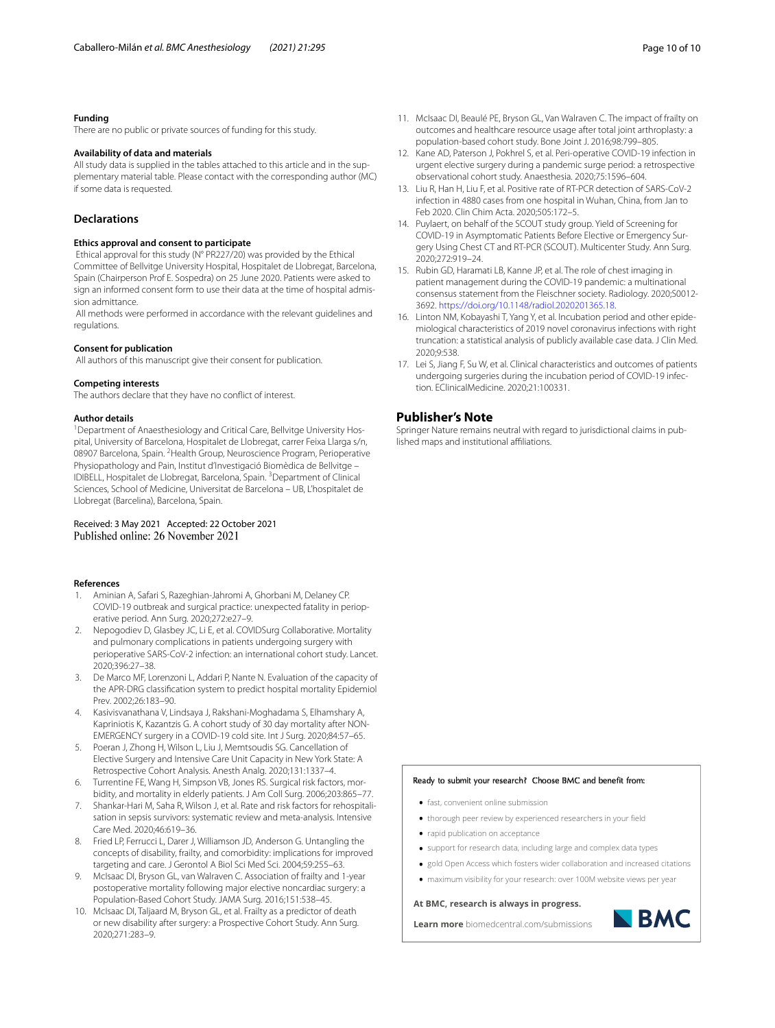#### Funding

There are no public or private sources of funding for this study.

#### Availability of data and materials

All study data is supplied in the tables attached to this article and in the supplementary material table. Please contact with the corresponding author (MC) if some data is requested.

## Declarations

#### Ethics approval and consent to participate

Ethical approval for this study (N° PR227/20) was provided by the Ethical Committee of Bellvitge University Hospital, Hospitalet de Llobregat, Barcelona, Spain (Chairperson Prof E. Sospedra) on 25 June 2020. Patients were asked to sign an informed consent form to use their data at the time of hospital admission admittance.

All methods were performed in accordance with the relevant guidelines and regulations.

#### Consent for publication

All authors of this manuscript give their consent for publication.

#### Competing interests

The authors declare that they have no conflict of interest.

#### Author details

[1]Department of Anaesthesiology and Critical Care, Bellvitge University Hospital, University of Barcelona, Hospitalet de Llobregat, carrer Feixa Llarga s/n, 08907 Barcelona, Spain. [2]Health Group, Neuroscience Program, Perioperative Physiopathology and Pain, Institut d'Investigació Biomèdica de Bellvitge – IDIBELL, Hospitalet de Llobregat, Barcelona, Spain. [3]Department of Clinical Sciences, School of Medicine, Universitat de Barcelona – UB, L'hospitalet de Llobregat (Barcelina), Barcelona, Spain.

Received: 3 May 2021 Accepted: 22 October 2021
Published online: 26 November 2021

#### References

1. Aminian A, Safari S, Razeghian-Jahromi A, Ghorbani M, Delaney CP. COVID-19 outbreak and surgical practice: unexpected fatality in perioperative period. Ann Surg. 2020;272:e27–9.
2. Nepogodiev D, Glasbey JC, Li E, et al. COVIDSurg Collaborative. Mortality and pulmonary complications in patients undergoing surgery with perioperative SARS-CoV-2 infection: an international cohort study. Lancet. 2020;396:27–38.
3. De Marco MF, Lorenzoni L, Addari P, Nante N. Evaluation of the capacity of the APR-DRG classification system to predict hospital mortality Epidemiol Prev. 2002;26:183–90.
4. Kasivisvanathana V, Lindsaya J, Rakshani-Moghadama S, Elhamshary A, Kapriniotis K, Kazantzis G. A cohort study of 30 day mortality after NON-EMERGENCY surgery in a COVID-19 cold site. Int J Surg. 2020;84:57–65.
5. Poeran J, Zhong H, Wilson L, Liu J, Memtsoudis SG. Cancellation of Elective Surgery and Intensive Care Unit Capacity in New York State: A Retrospective Cohort Analysis. Anesth Analg. 2020;131:1337–4.
6. Turrentine FE, Wang H, Simpson VB, Jones RS. Surgical risk factors, morbidity, and mortality in elderly patients. J Am Coll Surg. 2006;203:865–77.
7. Shankar-Hari M, Saha R, Wilson J, et al. Rate and risk factors for rehospitalisation in sepsis survivors: systematic review and meta-analysis. Intensive Care Med. 2020;46:619–36.
8. Fried LP, Ferrucci L, Darer J, Williamson JD, Anderson G. Untangling the concepts of disability, frailty, and comorbidity: implications for improved targeting and care. J Gerontol A Biol Sci Med Sci. 2004;59:255–63.
9. McIsaac DI, Bryson GL, van Walraven C. Association of frailty and 1-year postoperative mortality following major elective noncardiac surgery: a Population-Based Cohort Study. JAMA Surg. 2016;151:538–45.
10. McIsaac DI, Taljaard M, Bryson GL, et al. Frailty as a predictor of death or new disability after surgery: a Prospective Cohort Study. Ann Surg. 2020;271:283–9.
11. McIsaac DI, Beaulé PE, Bryson GL, Van Walraven C. The impact of frailty on outcomes and healthcare resource usage after total joint arthroplasty: a population-based cohort study. Bone Joint J. 2016;98:799–805.
12. Kane AD, Paterson J, Pokhrel S, et al. Peri-operative COVID-19 infection in urgent elective surgery during a pandemic surge period: a retrospective observational cohort study. Anaesthesia. 2020;75:1596–604.
13. Liu R, Han H, Liu F, et al. Positive rate of RT-PCR detection of SARS-CoV-2 infection in 4880 cases from one hospital in Wuhan, China, from Jan to Feb 2020. Clin Chim Acta. 2020;505:172–5.
14. Puylaert, on behalf of the SCOUT study group. Yield of Screening for COVID-19 in Asymptomatic Patients Before Elective or Emergency Surgery Using Chest CT and RT-PCR (SCOUT). Multicenter Study. Ann Surg. 2020;272:919–24.
15. Rubin GD, Haramati LB, Kanne JP, et al. The role of chest imaging in patient management during the COVID-19 pandemic: a multinational consensus statement from the Fleischner society. Radiology. 2020;S0012-3692. https://doi.org/10.1148/radiol.2020201365.18.
16. Linton NM, Kobayashi T, Yang Y, et al. Incubation period and other epidemiological characteristics of 2019 novel coronavirus infections with right truncation: a statistical analysis of publicly available case data. J Clin Med. 2020;9:538.
17. Lei S, Jiang F, Su W, et al. Clinical characteristics and outcomes of patients undergoing surgeries during the incubation period of COVID-19 infection. EClinicalMedicine. 2020;21:100331.

## Publisher's Note

Springer Nature remains neutral with regard to jurisdictional claims in published maps and institutional affiliations.

Ready to submit your research? Choose BMC and benefit from:

- fast, convenient online submission
- thorough peer review by experienced researchers in your field
- rapid publication on acceptance
- support for research data, including large and complex data types
- gold Open Access which fosters wider collaboration and increased citations
- maximum visibility for your research: over 100M website views per year

**At BMC, research is always in progress.**

**Learn more** biomedcentral.com/submissions